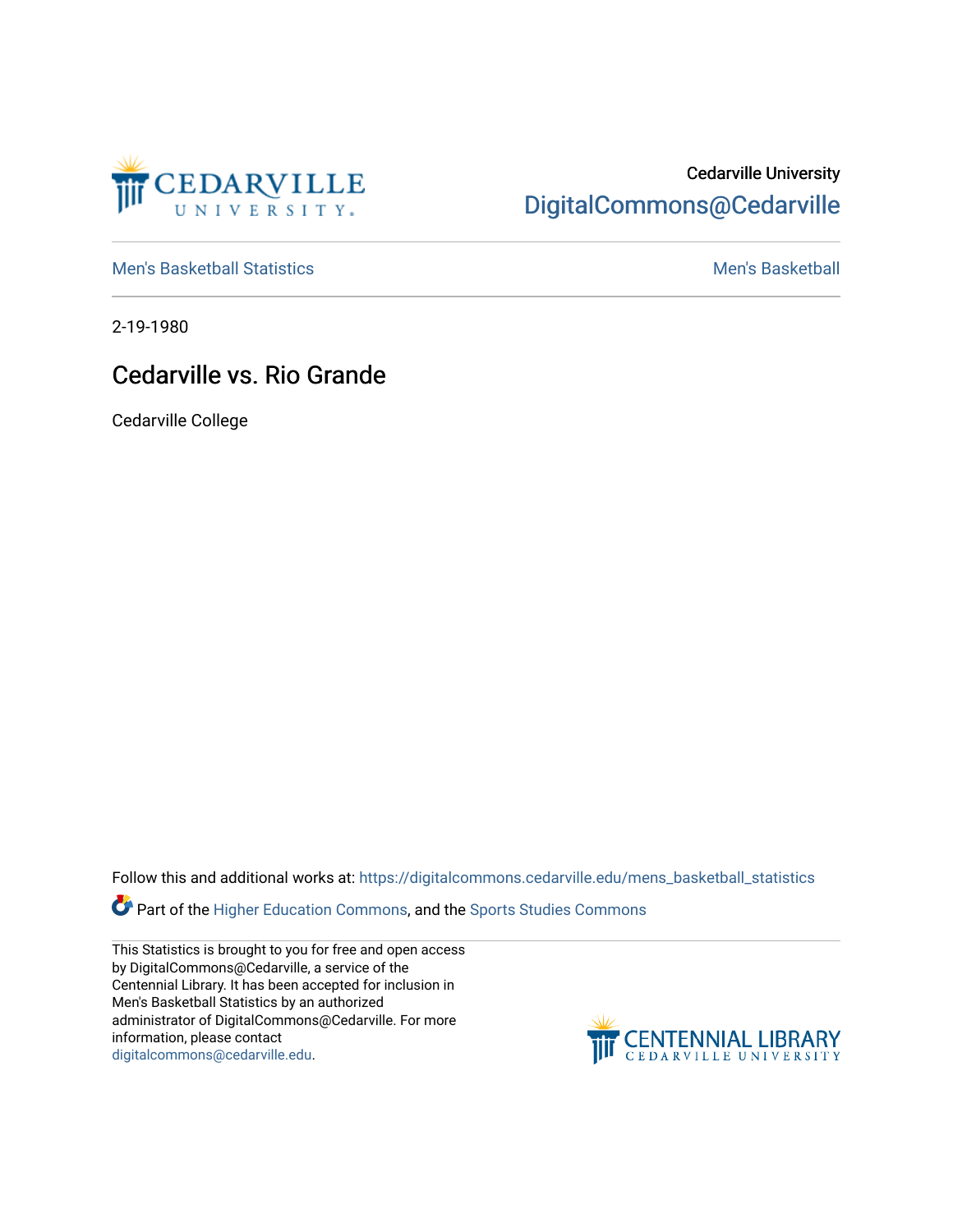Cedarville University

DigitalCommons@Cedarville

Men's Basketball Statistics

Men's Basketball

2-19-1980

# Cedarville vs. Rio Grande

Cedarville College

Follow this and additional works at: https://digitalcommons.cedarville.edu/mens_basketball_statistics

Part of the Higher Education Commons, and the Sports Studies Commons

This Statistics is brought to you for free and open access by DigitalCommons@Cedarville, a service of the Centennial Library. It has been accepted for inclusion in Men's Basketball Statistics by an authorized administrator of DigitalCommons@Cedarville. For more information, please contact digitalcommons@cedarville.edu.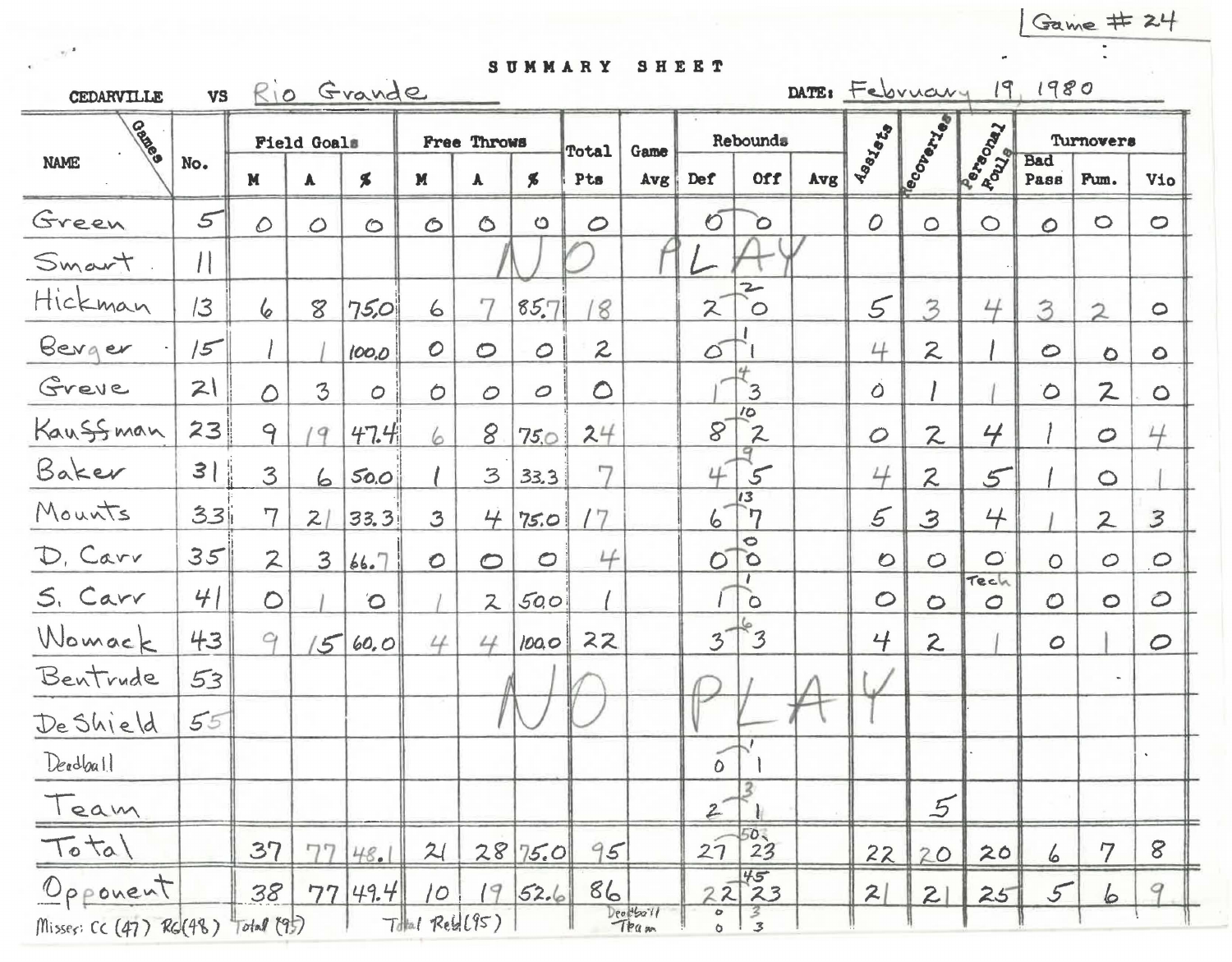Game # 24

# SUMMARY SHEET

CEDARVILLE VS Rio Grande DATE: February 19, 1980

| NAME | No. | Field Goals M | Field Goals A | Field Goals % | Free Throws M | Free Throws A | Free Throws % | Total Pts | Game Avg | Rebounds Def | Rebounds Off | Rebounds Avg | Assists | Recoveries | Personal Fouls | Turnovers Bad Pass | Turnovers Fum. | Turnovers Vio |
|---|---|---|---|---|---|---|---|---|---|---|---|---|---|---|---|---|---|---|
| Green | 5 | 0 | 0 | 0 | 0 | 0 | 0 | 0 | | 0 | 0 | | 0 | 0 | 0 | 0 | 0 | 0 |
| Smart | 11 | | | | | NO PLAY | | | | | | | | | | | | |
| Hickman | 13 | 6 | 8 | 75.0 | 6 | 7 | 85.7 | 18 | | 2 | 0 (2) | | 5 | 3 | 4 | 3 | 2 | 0 |
| Berger | 15 | 1 | 1 | 100.0 | 0 | 0 | 0 | 2 | | 0 | 1 (1) | | 4 | 2 | 1 | 0 | 0 | 0 |
| Greve | 21 | 0 | 3 | 0 | 0 | 0 | 0 | 0 | | 1 | 3 (4) | | 0 | 1 | 1 | 0 | 2 | 0 |
| Kauffman | 23 | 9 | 19 | 47.4 | 6 | 8 | 75.0 | 24 | | 8 | 2 (10) | | 0 | 2 | 4 | 1 | 0 | 4 |
| Baker | 31 | 3 | 6 | 50.0 | 1 | 3 | 33.3 | 7 | | 4 | 5 (9) | | 4 | 2 | 5 | 1 | 0 | 1 |
| Mounts | 33 | 7 | 21 | 33.3 | 3 | 4 | 75.0 | 17 | | 6 | 7 (13) | | 5 | 3 | 4 | 1 | 2 | 3 |
| D. Carr | 35 | 2 | 3 | 66.7 | 0 | 0 | 0 | 4 | | 0 | 0 (0) | | 0 | 0 | 0 | 0 | 0 | 0 |
| S. Carr | 41 | 0 | 1 | 0 | 1 | 2 | 50.0 | 1 | | 1 | 0 (1) | | 0 | 0 | Tech 0 | 0 | 0 | 0 |
| Womack | 43 | 9 | 15 | 60.0 | 4 | 4 | 100.0 | 22 | | 3 | 3 (6) | | 4 | 2 | 1 | 0 | 1 | 0 |
| Bentrude | 53 | | | | | NO PLAY | | | | | | | | | | | | |
| DeShield | 55 | | | | | | | | | | | | | | | | | |
| Deadball | | | | | | | | | | 0 | 1 (1) | | | | | | | |
| Team | | | | | | | | | | 2 | 1 (3) | | | 5 | | | | |
| Total | | 37 | 77 | 48.1 | 21 | 28 | 75.0 | 95 | | 27 | 23 (50) | | 22 | 20 | 20 | 6 | 7 | 8 |
| Opponent | | 38 | 77 | 49.4 | 10 | 19 | 52.6 | 86 | | 22 | 23 (45) | | 21 | 21 | 25 | 5 | 6 | 9 |

Misses: CC (47) RG (48) Total (95) Total Reb (95) Deadball 0 3, Team 0 3